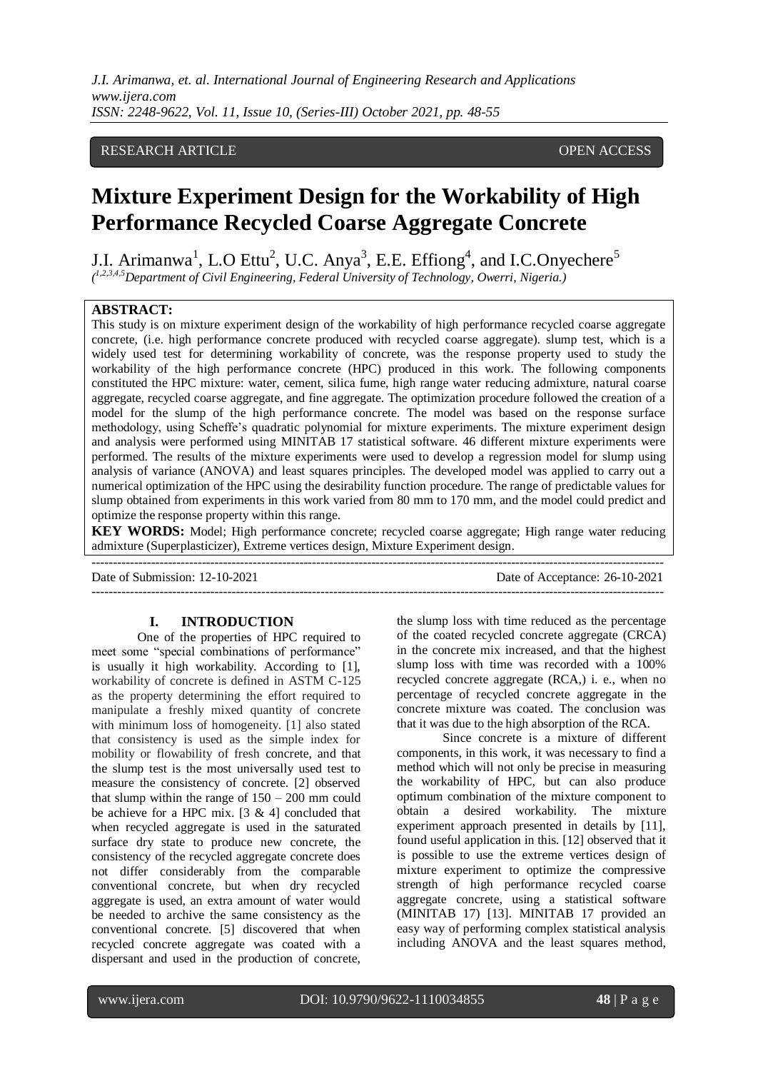RESEARCH ARTICLE OPEN ACCESS

# Mixture Experiment Design for the Workability of High Performance Recycled Coarse Aggregate Concrete

J.I. Arimanwa[1], L.O Ettu[2], U.C. Anya[3], E.E. Effiong[4], and I.C.Onyechere[5]

*([1,2,3,4,5]Department of Civil Engineering, Federal University of Technology, Owerri, Nigeria.)*

**ABSTRACT:**

This study is on mixture experiment design of the workability of high performance recycled coarse aggregate concrete, (i.e. high performance concrete produced with recycled coarse aggregate). slump test, which is a widely used test for determining workability of concrete, was the response property used to study the workability of the high performance concrete (HPC) produced in this work. The following components constituted the HPC mixture: water, cement, silica fume, high range water reducing admixture, natural coarse aggregate, recycled coarse aggregate, and fine aggregate. The optimization procedure followed the creation of a model for the slump of the high performance concrete. The model was based on the response surface methodology, using Scheffe's quadratic polynomial for mixture experiments. The mixture experiment design and analysis were performed using MINITAB 17 statistical software. 46 different mixture experiments were performed. The results of the mixture experiments were used to develop a regression model for slump using analysis of variance (ANOVA) and least squares principles. The developed model was applied to carry out a numerical optimization of the HPC using the desirability function procedure. The range of predictable values for slump obtained from experiments in this work varied from 80 mm to 170 mm, and the model could predict and optimize the response property within this range.

**KEY WORDS:** Model; High performance concrete; recycled coarse aggregate; High range water reducing admixture (Superplasticizer), Extreme vertices design, Mixture Experiment design.

Date of Submission: 12-10-2021 Date of Acceptance: 26-10-2021

## I. INTRODUCTION

One of the properties of HPC required to meet some "special combinations of performance" is usually it high workability. According to [1], workability of concrete is defined in ASTM C-125 as the property determining the effort required to manipulate a freshly mixed quantity of concrete with minimum loss of homogeneity. [1] also stated that consistency is used as the simple index for mobility or flowability of fresh concrete, and that the slump test is the most universally used test to measure the consistency of concrete. [2] observed that slump within the range of 150 – 200 mm could be achieve for a HPC mix. [3 & 4] concluded that when recycled aggregate is used in the saturated surface dry state to produce new concrete, the consistency of the recycled aggregate concrete does not differ considerably from the comparable conventional concrete, but when dry recycled aggregate is used, an extra amount of water would be needed to archive the same consistency as the conventional concrete. [5] discovered that when recycled concrete aggregate was coated with a dispersant and used in the production of concrete, the slump loss with time reduced as the percentage of the coated recycled concrete aggregate (CRCA) in the concrete mix increased, and that the highest slump loss with time was recorded with a 100% recycled concrete aggregate (RCA,) i. e., when no percentage of recycled concrete aggregate in the concrete mixture was coated. The conclusion was that it was due to the high absorption of the RCA.

Since concrete is a mixture of different components, in this work, it was necessary to find a method which will not only be precise in measuring the workability of HPC, but can also produce optimum combination of the mixture component to obtain a desired workability. The mixture experiment approach presented in details by [11], found useful application in this. [12] observed that it is possible to use the extreme vertices design of mixture experiment to optimize the compressive strength of high performance recycled coarse aggregate concrete, using a statistical software (MINITAB 17) [13]. MINITAB 17 provided an easy way of performing complex statistical analysis including ANOVA and the least squares method,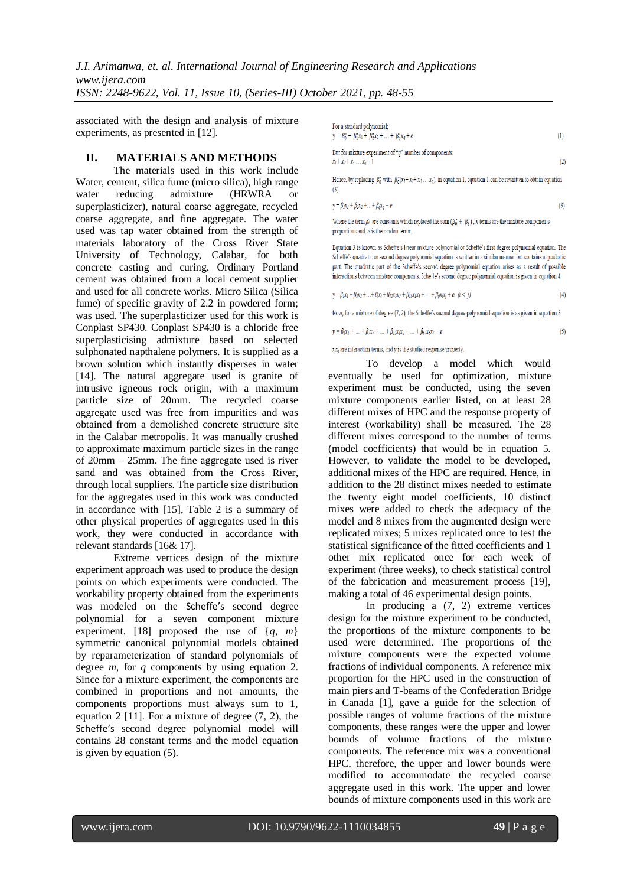associated with the design and analysis of mixture experiments, as presented in [12].

## II. MATERIALS AND METHODS

The materials used in this work include Water, cement, silica fume (micro silica), high range water reducing admixture (HRWRA or superplasticizer), natural coarse aggregate, recycled coarse aggregate, and fine aggregate. The water used was tap water obtained from the strength of materials laboratory of the Cross River State University of Technology, Calabar, for both concrete casting and curing. Ordinary Portland cement was obtained from a local cement supplier and used for all concrete works. Micro Silica (Silica fume) of specific gravity of 2.2 in powdered form; was used. The superplasticizer used for this work is Conplast SP430. Conplast SP430 is a chloride free superplasticising admixture based on selected sulphonated napthalene polymers. It is supplied as a brown solution which instantly disperses in water [14]. The natural aggregate used is granite of intrusive igneous rock origin, with a maximum particle size of 20mm. The recycled coarse aggregate used was free from impurities and was obtained from a demolished concrete structure site in the Calabar metropolis. It was manually crushed to approximate maximum particle sizes in the range of 20mm – 25mm. The fine aggregate used is river sand and was obtained from the Cross River, through local suppliers. The particle size distribution for the aggregates used in this work was conducted in accordance with [15], Table 2 is a summary of other physical properties of aggregates used in this work, they were conducted in accordance with relevant standards [16& 17].

Extreme vertices design of the mixture experiment approach was used to produce the design points on which experiments were conducted. The workability property obtained from the experiments was modeled on the Scheffe's second degree polynomial for a seven component mixture experiment. [18] proposed the use of {*q*, *m*} symmetric canonical polynomial models obtained by reparameterization of standard polynomials of degree *m*, for *q* components by using equation 2. Since for a mixture experiment, the components are combined in proportions and not amounts, the components proportions must always sum to 1, equation 2 [11]. For a mixture of degree (7, 2), the Scheffe's second degree polynomial model will contains 28 constant terms and the model equation is given by equation (5).

For a standard polynomial;

$$y = \beta_0^* + \beta_1^* x_1 + \beta_2^* x_2 + \ldots + \beta_q^* x_q + e \quad (1)$$

But for mixture experiment of "*q*" number of components;

$$x_1 + x_2 + x_3 \ldots x_q = 1 \quad (2)$$

Hence, by replacing $\beta_0^*$ with $\beta_0^*(x_1 + x_2 + x_3 \ldots x_q)$, in equation 1, equation 1 can be rewritten to obtain equation (3).

$$y = \beta_1 x_1 + \beta_2 x_2 + \ldots + \beta_q x_q + e \quad (3)$$

Where the term $\beta_i$ are constants which replaced the sum $(\beta_0^* + \beta_i^*)$, *x* terms are the mixture components proportions and. *e* is the random error.

Equation 3 is known as Scheffe's linear mixture polynomial or Scheffe's first degree polynomial equation. The Scheffe's quadratic or second degree polynomial equation is written in a similar manner but contains a quadratic part. The quadratic part of the Scheffe's second degree polynomial equation arises as a result of possible interactions between mixture components. Scheffe's second degree polynomial equation is given in equation 4.

$$y = \beta_1 x_1 + \beta_2 x_2 + \ldots + \beta_i x_i + \beta_{12} x_1 x_2 + \beta_{13} x_1 x_3 + \ldots + \beta_{ij} x_i x_j + e \quad (i < j) \quad (4)$$

Now, for a mixture of degree (7, 2), the Scheffe's second degree polynomial equation is as given in equation 5

$$y = \beta_1 x_1 + \ldots + \beta_7 x_7 + \ldots + \beta_{12} x_1 x_2 + \ldots + \beta_{67} x_6 x_7 + e \quad (5)$$

$x_i x_j$ are interaction terms, and *y* is the studied response property.

To develop a model which would eventually be used for optimization, mixture experiment must be conducted, using the seven mixture components earlier listed, on at least 28 different mixes of HPC and the response property of interest (workability) shall be measured. The 28 different mixes correspond to the number of terms (model coefficients) that would be in equation 5. However, to validate the model to be developed, additional mixes of the HPC are required. Hence, in addition to the 28 distinct mixes needed to estimate the twenty eight model coefficients, 10 distinct mixes were added to check the adequacy of the model and 8 mixes from the augmented design were replicated mixes; 5 mixes replicated once to test the statistical significance of the fitted coefficients and 1 other mix replicated once for each week of experiment (three weeks), to check statistical control of the fabrication and measurement process [19], making a total of 46 experimental design points.

In producing a (7, 2) extreme vertices design for the mixture experiment to be conducted, the proportions of the mixture components to be used were determined. The proportions of the mixture components were the expected volume fractions of individual components. A reference mix proportion for the HPC used in the construction of main piers and T-beams of the Confederation Bridge in Canada [1], gave a guide for the selection of possible ranges of volume fractions of the mixture components, these ranges were the upper and lower bounds of volume fractions of the mixture components. The reference mix was a conventional HPC, therefore, the upper and lower bounds were modified to accommodate the recycled coarse aggregate used in this work. The upper and lower bounds of mixture components used in this work are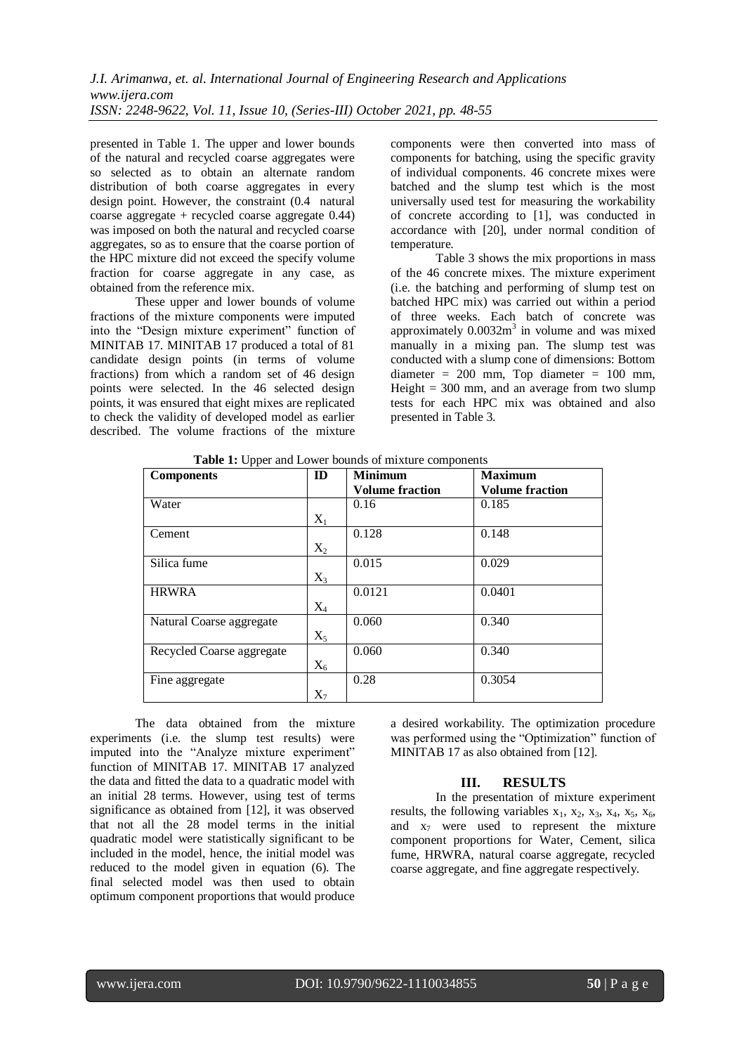presented in Table 1. The upper and lower bounds of the natural and recycled coarse aggregates were so selected as to obtain an alternate random distribution of both coarse aggregates in every design point. However, the constraint (0.4 natural coarse aggregate + recycled coarse aggregate 0.44) was imposed on both the natural and recycled coarse aggregates, so as to ensure that the coarse portion of the HPC mixture did not exceed the specify volume fraction for coarse aggregate in any case, as obtained from the reference mix.

These upper and lower bounds of volume fractions of the mixture components were imputed into the "Design mixture experiment" function of MINITAB 17. MINITAB 17 produced a total of 81 candidate design points (in terms of volume fractions) from which a random set of 46 design points were selected. In the 46 selected design points, it was ensured that eight mixes are replicated to check the validity of developed model as earlier described. The volume fractions of the mixture components were then converted into mass of components for batching, using the specific gravity of individual components. 46 concrete mixes were batched and the slump test which is the most universally used test for measuring the workability of concrete according to [1], was conducted in accordance with [20], under normal condition of temperature.

Table 3 shows the mix proportions in mass of the 46 concrete mixes. The mixture experiment (i.e. the batching and performing of slump test on batched HPC mix) was carried out within a period of three weeks. Each batch of concrete was approximately $0.0032m^3$ in volume and was mixed manually in a mixing pan. The slump test was conducted with a slump cone of dimensions: Bottom diameter = 200 mm, Top diameter = 100 mm, Height = 300 mm, and an average from two slump tests for each HPC mix was obtained and also presented in Table 3.

**Table 1:** Upper and Lower bounds of mixture components

| Components | ID | Minimum Volume fraction | Maximum Volume fraction |
|---|---|---|---|
| Water | $X_1$ | 0.16 | 0.185 |
| Cement | $X_2$ | 0.128 | 0.148 |
| Silica fume | $X_3$ | 0.015 | 0.029 |
| HRWRA | $X_4$ | 0.0121 | 0.0401 |
| Natural Coarse aggregate | $X_5$ | 0.060 | 0.340 |
| Recycled Coarse aggregate | $X_6$ | 0.060 | 0.340 |
| Fine aggregate | $X_7$ | 0.28 | 0.3054 |

The data obtained from the mixture experiments (i.e. the slump test results) were imputed into the "Analyze mixture experiment" function of MINITAB 17. MINITAB 17 analyzed the data and fitted the data to a quadratic model with an initial 28 terms. However, using test of terms significance as obtained from [12], it was observed that not all the 28 model terms in the initial quadratic model were statistically significant to be included in the model, hence, the initial model was reduced to the model given in equation (6). The final selected model was then used to obtain optimum component proportions that would produce a desired workability. The optimization procedure was performed using the "Optimization" function of MINITAB 17 as also obtained from [12].

## III. RESULTS

In the presentation of mixture experiment results, the following variables $x_1$, $x_2$, $x_3$, $x_4$, $x_5$, $x_6$, and $x_7$ were used to represent the mixture component proportions for Water, Cement, silica fume, HRWRA, natural coarse aggregate, recycled coarse aggregate, and fine aggregate respectively.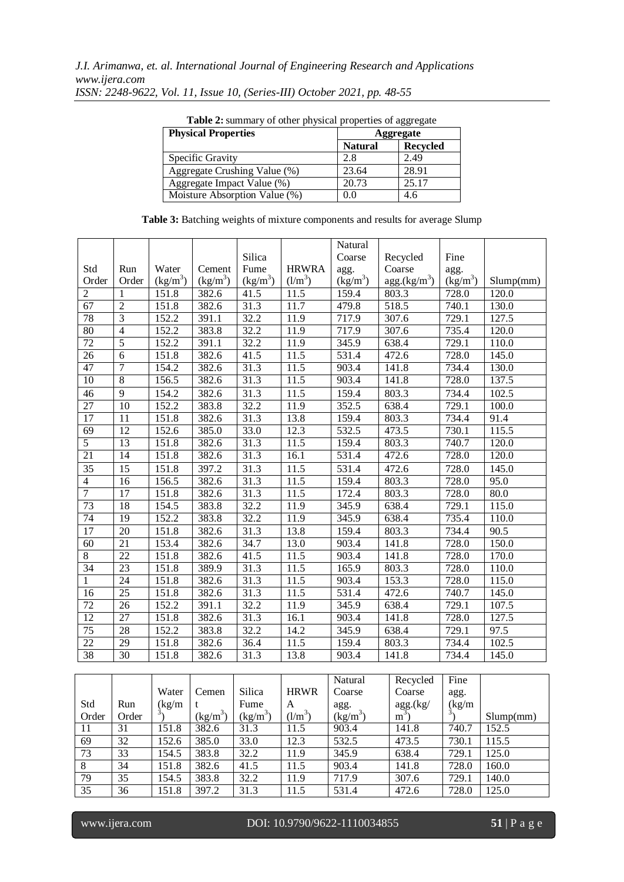**Table 2:** summary of other physical properties of aggregate

| Physical Properties | Aggregate | |
|---|---|---|
| | Natural | Recycled |
| Specific Gravity | 2.8 | 2.49 |
| Aggregate Crushing Value (%) | 23.64 | 28.91 |
| Aggregate Impact Value (%) | 20.73 | 25.17 |
| Moisture Absorption Value (%) | 0.0 | 4.6 |

**Table 3:** Batching weights of mixture components and results for average Slump

| Std Order | Run Order | Water ($kg/m^3$) | Cement ($kg/m^3$) | Silica Fume ($kg/m^3$) | HRWRA ($l/m^3$) | Natural Coarse agg. ($kg/m^3$) | Recycled Coarse agg.($kg/m^3$) | Fine agg. ($kg/m^3$) | Slump(mm) |
|---|---|---|---|---|---|---|---|---|---|
| 2 | 1 | 151.8 | 382.6 | 41.5 | 11.5 | 159.4 | 803.3 | 728.0 | 120.0 |
| 67 | 2 | 151.8 | 382.6 | 31.3 | 11.7 | 479.8 | 518.5 | 740.1 | 130.0 |
| 78 | 3 | 152.2 | 391.1 | 32.2 | 11.9 | 717.9 | 307.6 | 729.1 | 127.5 |
| 80 | 4 | 152.2 | 383.8 | 32.2 | 11.9 | 717.9 | 307.6 | 735.4 | 120.0 |
| 72 | 5 | 152.2 | 391.1 | 32.2 | 11.9 | 345.9 | 638.4 | 729.1 | 110.0 |
| 26 | 6 | 151.8 | 382.6 | 41.5 | 11.5 | 531.4 | 472.6 | 728.0 | 145.0 |
| 47 | 7 | 154.2 | 382.6 | 31.3 | 11.5 | 903.4 | 141.8 | 734.4 | 130.0 |
| 10 | 8 | 156.5 | 382.6 | 31.3 | 11.5 | 903.4 | 141.8 | 728.0 | 137.5 |
| 46 | 9 | 154.2 | 382.6 | 31.3 | 11.5 | 159.4 | 803.3 | 734.4 | 102.5 |
| 27 | 10 | 152.2 | 383.8 | 32.2 | 11.9 | 352.5 | 638.4 | 729.1 | 100.0 |
| 17 | 11 | 151.8 | 382.6 | 31.3 | 13.8 | 159.4 | 803.3 | 734.4 | 91.4 |
| 69 | 12 | 152.6 | 385.0 | 33.0 | 12.3 | 532.5 | 473.5 | 730.1 | 115.5 |
| 5 | 13 | 151.8 | 382.6 | 31.3 | 11.5 | 159.4 | 803.3 | 740.7 | 120.0 |
| 21 | 14 | 151.8 | 382.6 | 31.3 | 16.1 | 531.4 | 472.6 | 728.0 | 120.0 |
| 35 | 15 | 151.8 | 397.2 | 31.3 | 11.5 | 531.4 | 472.6 | 728.0 | 145.0 |
| 4 | 16 | 156.5 | 382.6 | 31.3 | 11.5 | 159.4 | 803.3 | 728.0 | 95.0 |
| 7 | 17 | 151.8 | 382.6 | 31.3 | 11.5 | 172.4 | 803.3 | 728.0 | 80.0 |
| 73 | 18 | 154.5 | 383.8 | 32.2 | 11.9 | 345.9 | 638.4 | 729.1 | 115.0 |
| 74 | 19 | 152.2 | 383.8 | 32.2 | 11.9 | 345.9 | 638.4 | 735.4 | 110.0 |
| 17 | 20 | 151.8 | 382.6 | 31.3 | 13.8 | 159.4 | 803.3 | 734.4 | 90.5 |
| 60 | 21 | 153.4 | 382.6 | 34.7 | 13.0 | 903.4 | 141.8 | 728.0 | 150.0 |
| 8 | 22 | 151.8 | 382.6 | 41.5 | 11.5 | 903.4 | 141.8 | 728.0 | 170.0 |
| 34 | 23 | 151.8 | 389.9 | 31.3 | 11.5 | 165.9 | 803.3 | 728.0 | 110.0 |
| 1 | 24 | 151.8 | 382.6 | 31.3 | 11.5 | 903.4 | 153.3 | 728.0 | 115.0 |
| 16 | 25 | 151.8 | 382.6 | 31.3 | 11.5 | 531.4 | 472.6 | 740.7 | 145.0 |
| 72 | 26 | 152.2 | 391.1 | 32.2 | 11.9 | 345.9 | 638.4 | 729.1 | 107.5 |
| 12 | 27 | 151.8 | 382.6 | 31.3 | 16.1 | 903.4 | 141.8 | 728.0 | 127.5 |
| 75 | 28 | 152.2 | 383.8 | 32.2 | 14.2 | 345.9 | 638.4 | 729.1 | 97.5 |
| 22 | 29 | 151.8 | 382.6 | 36.4 | 11.5 | 159.4 | 803.3 | 734.4 | 102.5 |
| 38 | 30 | 151.8 | 382.6 | 31.3 | 13.8 | 903.4 | 141.8 | 734.4 | 145.0 |
| 11 | 31 | 151.8 | 382.6 | 31.3 | 11.5 | 903.4 | 141.8 | 740.7 | 152.5 |
| 69 | 32 | 152.6 | 385.0 | 33.0 | 12.3 | 532.5 | 473.5 | 730.1 | 115.5 |
| 73 | 33 | 154.5 | 383.8 | 32.2 | 11.9 | 345.9 | 638.4 | 729.1 | 125.0 |
| 8 | 34 | 151.8 | 382.6 | 41.5 | 11.5 | 903.4 | 141.8 | 728.0 | 160.0 |
| 79 | 35 | 154.5 | 383.8 | 32.2 | 11.9 | 717.9 | 307.6 | 729.1 | 140.0 |
| 35 | 36 | 151.8 | 397.2 | 31.3 | 11.5 | 531.4 | 472.6 | 728.0 | 125.0 |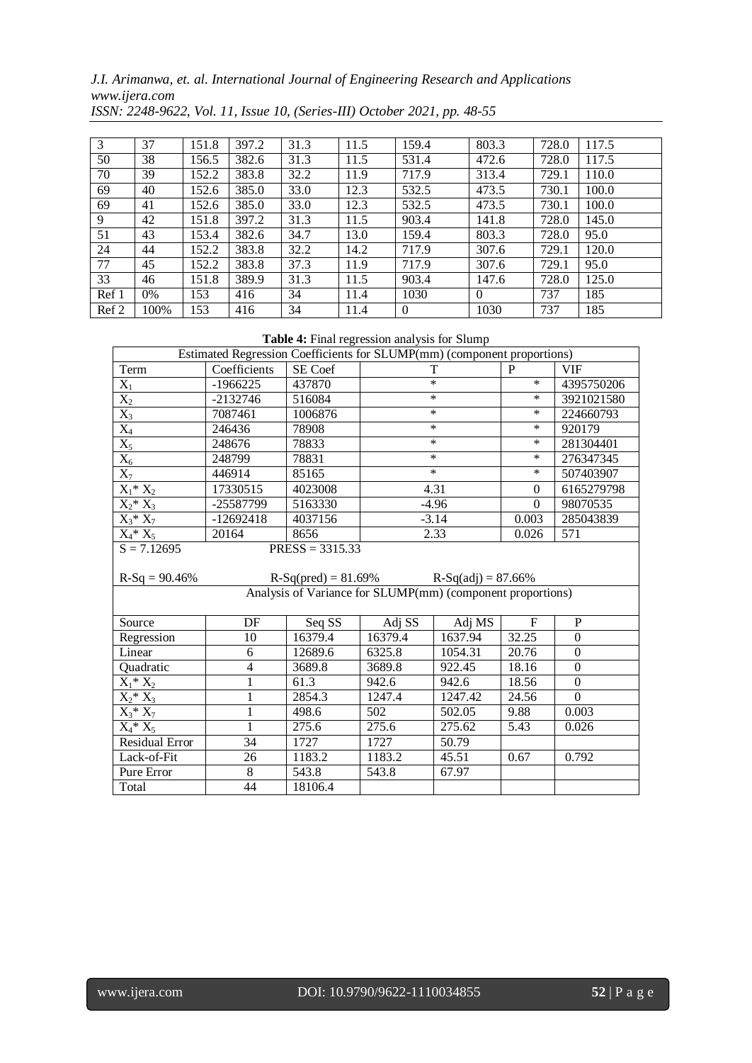| | | | | | | | | | |
|---|---|---|---|---|---|---|---|---|---|
| 3 | 37 | 151.8 | 397.2 | 31.3 | 11.5 | 159.4 | 803.3 | 728.0 | 117.5 |
| 50 | 38 | 156.5 | 382.6 | 31.3 | 11.5 | 531.4 | 472.6 | 728.0 | 117.5 |
| 70 | 39 | 152.2 | 383.8 | 32.2 | 11.9 | 717.9 | 313.4 | 729.1 | 110.0 |
| 69 | 40 | 152.6 | 385.0 | 33.0 | 12.3 | 532.5 | 473.5 | 730.1 | 100.0 |
| 69 | 41 | 152.6 | 385.0 | 33.0 | 12.3 | 532.5 | 473.5 | 730.1 | 100.0 |
| 9 | 42 | 151.8 | 397.2 | 31.3 | 11.5 | 903.4 | 141.8 | 728.0 | 145.0 |
| 51 | 43 | 153.4 | 382.6 | 34.7 | 13.0 | 159.4 | 803.3 | 728.0 | 95.0 |
| 24 | 44 | 152.2 | 383.8 | 32.2 | 14.2 | 717.9 | 307.6 | 729.1 | 120.0 |
| 77 | 45 | 152.2 | 383.8 | 37.3 | 11.9 | 717.9 | 307.6 | 729.1 | 95.0 |
| 33 | 46 | 151.8 | 389.9 | 31.3 | 11.5 | 903.4 | 147.6 | 728.0 | 125.0 |
| Ref 1 | 0% | 153 | 416 | 34 | 11.4 | 1030 | 0 | 737 | 185 |
| Ref 2 | 100% | 153 | 416 | 34 | 11.4 | 0 | 1030 | 737 | 185 |

**Table 4:** Final regression analysis for Slump

Estimated Regression Coefficients for SLUMP(mm) (component proportions)

| Term | Coefficients | SE Coef | T | P | VIF |
|---|---|---|---|---|---|
| $X_1$ | -1966225 | 437870 | * | * | 4395750206 |
| $X_2$ | -2132746 | 516084 | * | * | 3921021580 |
| $X_3$ | 7087461 | 1006876 | * | * | 224660793 |
| $X_4$ | 246436 | 78908 | * | * | 920179 |
| $X_5$ | 248676 | 78833 | * | * | 281304401 |
| $X_6$ | 248799 | 78831 | * | * | 276347345 |
| $X_7$ | 446914 | 85165 | * | * | 507403907 |
| $X_1 * X_2$ | 17330515 | 4023008 | 4.31 | 0 | 6165279798 |
| $X_2 * X_3$ | -25587799 | 5163330 | -4.96 | 0 | 98070535 |
| $X_3 * X_7$ | -12692418 | 4037156 | -3.14 | 0.003 | 285043839 |
| $X_4 * X_5$ | 20164 | 8656 | 2.33 | 0.026 | 571 |

S = 7.12695 PRESS = 3315.33

R-Sq = 90.46% R-Sq(pred) = 81.69% R-Sq(adj) = 87.66%

Analysis of Variance for SLUMP(mm) (component proportions)

| Source | DF | Seq SS | Adj SS | Adj MS | F | P |
|---|---|---|---|---|---|---|
| Regression | 10 | 16379.4 | 16379.4 | 1637.94 | 32.25 | 0 |
| Linear | 6 | 12689.6 | 6325.8 | 1054.31 | 20.76 | 0 |
| Quadratic | 4 | 3689.8 | 3689.8 | 922.45 | 18.16 | 0 |
| $X_1 * X_2$ | 1 | 61.3 | 942.6 | 942.6 | 18.56 | 0 |
| $X_2 * X_3$ | 1 | 2854.3 | 1247.4 | 1247.42 | 24.56 | 0 |
| $X_3 * X_7$ | 1 | 498.6 | 502 | 502.05 | 9.88 | 0.003 |
| $X_4 * X_5$ | 1 | 275.6 | 275.6 | 275.62 | 5.43 | 0.026 |
| Residual Error | 34 | 1727 | 1727 | 50.79 | | |
| Lack-of-Fit | 26 | 1183.2 | 1183.2 | 45.51 | 0.67 | 0.792 |
| Pure Error | 8 | 543.8 | 543.8 | 67.97 | | |
| Total | 44 | 18106.4 | | | | |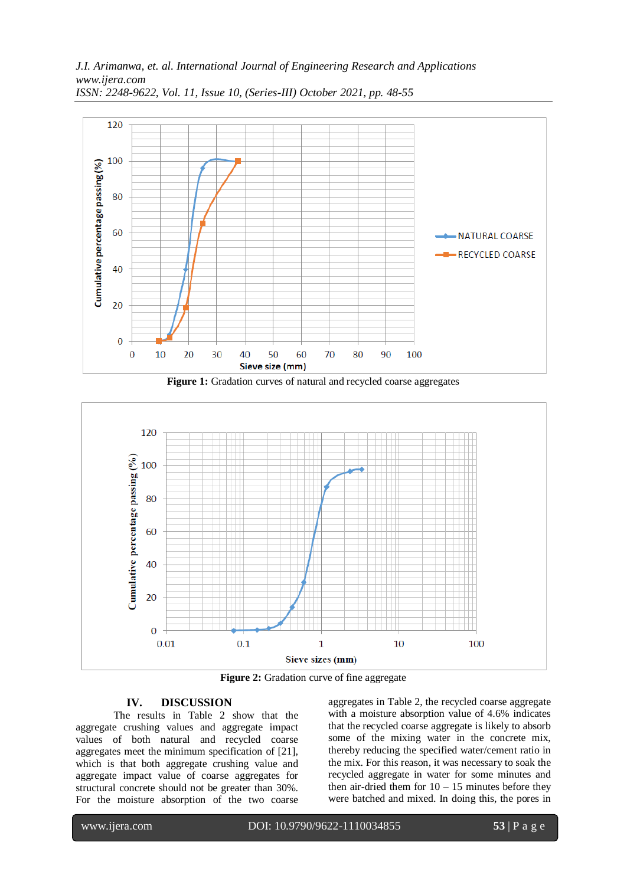120
100
80
60
40
20
0
0 10 20 30 40 50 60 70 80 90 100
Cumulative percentage passing (%)
Sieve size (mm)
NATURAL COARSE
RECYCLED COARSE

**Figure 1:** Gradation curves of natural and recycled coarse aggregates

120
100
80
60
40
20
0
0.01 0.1 1 10 100
Cumulative percentage passing (%)
Sieve sizes (mm)

**Figure 2:** Gradation curve of fine aggregate

## IV. DISCUSSION

The results in Table 2 show that the aggregate crushing values and aggregate impact values of both natural and recycled coarse aggregates meet the minimum specification of [21], which is that both aggregate crushing value and aggregate impact value of coarse aggregates for structural concrete should not be greater than 30%. For the moisture absorption of the two coarse aggregates in Table 2, the recycled coarse aggregate with a moisture absorption value of 4.6% indicates that the recycled coarse aggregate is likely to absorb some of the mixing water in the concrete mix, thereby reducing the specified water/cement ratio in the mix. For this reason, it was necessary to soak the recycled aggregate in water for some minutes and then air-dried them for 10 – 15 minutes before they were batched and mixed. In doing this, the pores in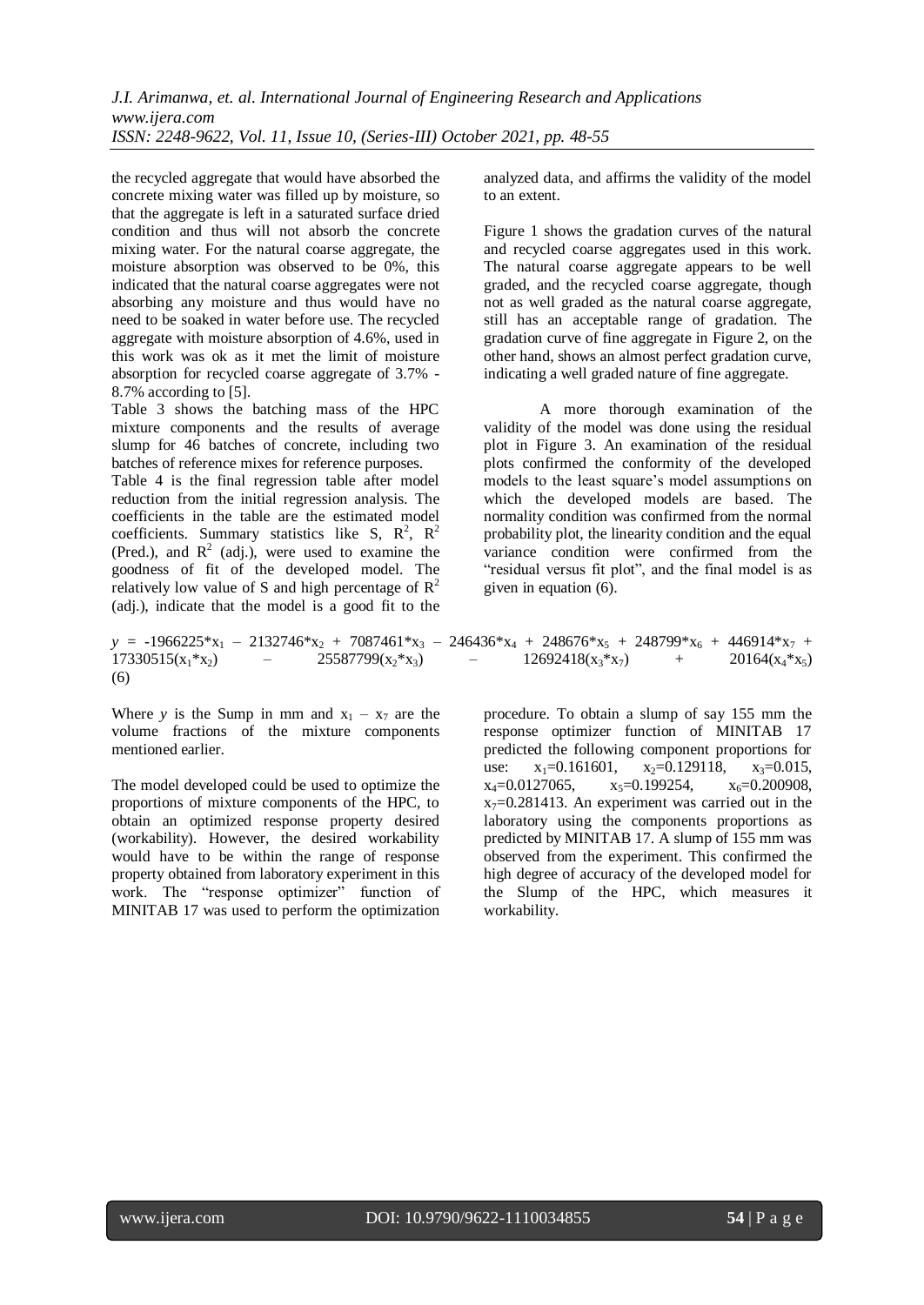the recycled aggregate that would have absorbed the concrete mixing water was filled up by moisture, so that the aggregate is left in a saturated surface dried condition and thus will not absorb the concrete mixing water. For the natural coarse aggregate, the moisture absorption was observed to be 0%, this indicated that the natural coarse aggregates were not absorbing any moisture and thus would have no need to be soaked in water before use. The recycled aggregate with moisture absorption of 4.6%, used in this work was ok as it met the limit of moisture absorption for recycled coarse aggregate of 3.7% - 8.7% according to [5].

Table 3 shows the batching mass of the HPC mixture components and the results of average slump for 46 batches of concrete, including two batches of reference mixes for reference purposes.

Table 4 is the final regression table after model reduction from the initial regression analysis. The coefficients in the table are the estimated model coefficients. Summary statistics like S, $R^2$, $R^2$ (Pred.), and $R^2$ (adj.), were used to examine the goodness of fit of the developed model. The relatively low value of S and high percentage of $R^2$ (adj.), indicate that the model is a good fit to the analyzed data, and affirms the validity of the model to an extent.

Figure 1 shows the gradation curves of the natural and recycled coarse aggregates used in this work. The natural coarse aggregate appears to be well graded, and the recycled coarse aggregate, though not as well graded as the natural coarse aggregate, still has an acceptable range of gradation. The gradation curve of fine aggregate in Figure 2, on the other hand, shows an almost perfect gradation curve, indicating a well graded nature of fine aggregate.

A more thorough examination of the validity of the model was done using the residual plot in Figure 3. An examination of the residual plots confirmed the conformity of the developed models to the least square's model assumptions on which the developed models are based. The normality condition was confirmed from the normal probability plot, the linearity condition and the equal variance condition were confirmed from the "residual versus fit plot", and the final model is as given in equation (6).

$$y = -1966225*x_1 - 2132746*x_2 + 7087461*x_3 - 246436*x_4 + 248676*x_5 + 248799*x_6 + 446914*x_7 + 17330515(x_1*x_2) - 25587799(x_2*x_3) - 12692418(x_3*x_7) + 20164(x_4*x_5) \quad (6)$$

Where $y$ is the Sump in mm and $x_1 - x_7$ are the volume fractions of the mixture components mentioned earlier.

The model developed could be used to optimize the proportions of mixture components of the HPC, to obtain an optimized response property desired (workability). However, the desired workability would have to be within the range of response property obtained from laboratory experiment in this work. The "response optimizer" function of MINITAB 17 was used to perform the optimization procedure. To obtain a slump of say 155 mm the response optimizer function of MINITAB 17 predicted the following component proportions for use: $x_1$=0.161601, $x_2$=0.129118, $x_3$=0.015, $x_4$=0.0127065, $x_5$=0.199254, $x_6$=0.200908, $x_7$=0.281413. An experiment was carried out in the laboratory using the components proportions as predicted by MINITAB 17. A slump of 155 mm was observed from the experiment. This confirmed the high degree of accuracy of the developed model for the Slump of the HPC, which measures it workability.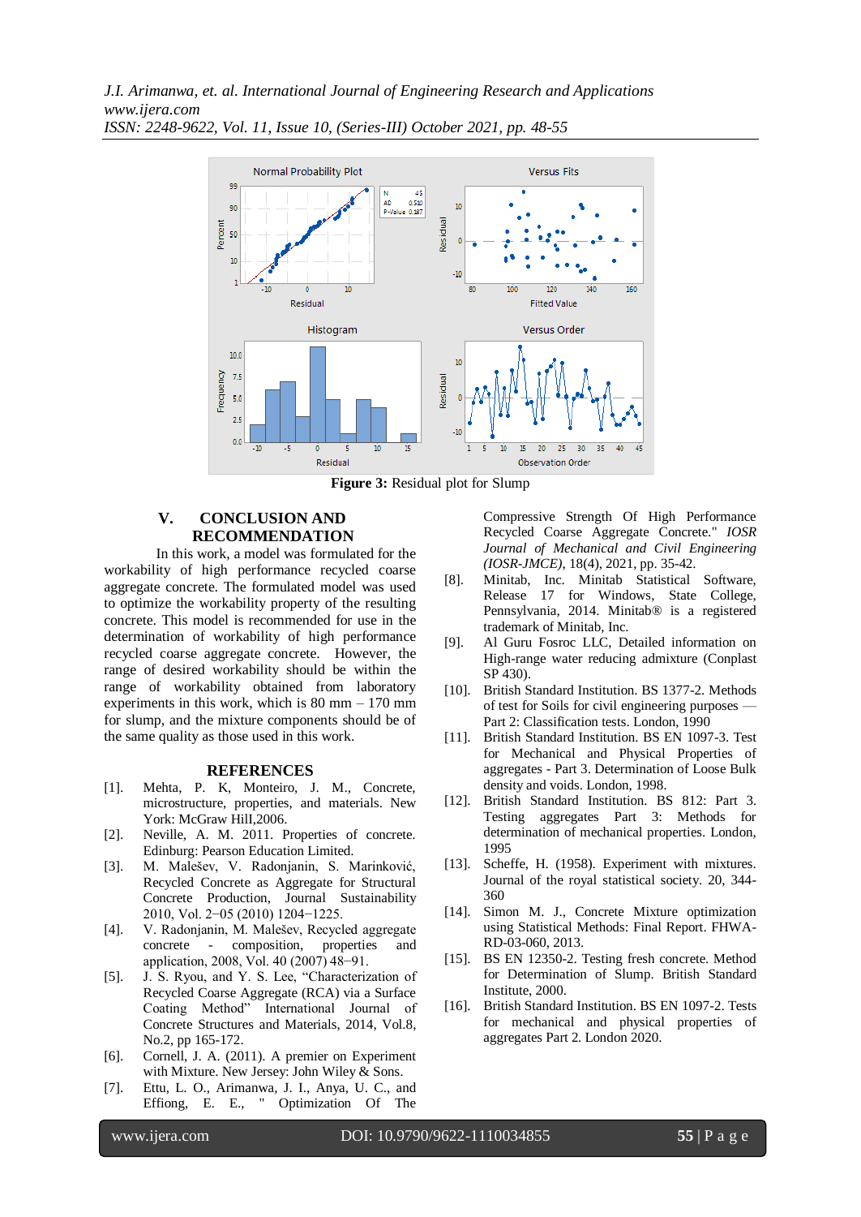Normal Probability Plot

99
90
50
10
1

Percent

-10 0 10

Residual

N 45
AD 0.510
P-Value 0.187

Versus Fits

10
0
-10

Residual

80 100 120 140 160

Fitted Value

Histogram

10.0
7.5
5.0
2.5
0.0

Frequency

-10 -5 0 5 10 15

Residual

Versus Order

10
0
-10

Residual

1 5 10 15 20 25 30 35 40 45

Observation Order

**Figure 3:** Residual plot for Slump

## V. CONCLUSION AND RECOMMENDATION

In this work, a model was formulated for the workability of high performance recycled coarse aggregate concrete. The formulated model was used to optimize the workability property of the resulting concrete. This model is recommended for use in the determination of workability of high performance recycled coarse aggregate concrete. However, the range of desired workability should be within the range of workability obtained from laboratory experiments in this work, which is 80 mm – 170 mm for slump, and the mixture components should be of the same quality as those used in this work.

## REFERENCES

[1]. Mehta, P. K, Monteiro, J. M., Concrete, microstructure, properties, and materials. New York: McGraw Hill,2006.

[2]. Neville, A. M. 2011. Properties of concrete. Edinburg: Pearson Education Limited.

[3]. M. Malešev, V. Radonjanin, S. Marinković, Recycled Concrete as Aggregate for Structural Concrete Production, Journal Sustainability 2010, Vol. 2−05 (2010) 1204−1225.

[4]. V. Radonjanin, M. Malešev, Recycled aggregate concrete - composition, properties and application, 2008, Vol. 40 (2007) 48−91.

[5]. J. S. Ryou, and Y. S. Lee, "Characterization of Recycled Coarse Aggregate (RCA) via a Surface Coating Method" International Journal of Concrete Structures and Materials, 2014, Vol.8, No.2, pp 165-172.

[6]. Cornell, J. A. (2011). A premier on Experiment with Mixture. New Jersey: John Wiley & Sons.

[7]. Ettu, L. O., Arimanwa, J. I., Anya, U. C., and Effiong, E. E., " Optimization Of The Compressive Strength Of High Performance Recycled Coarse Aggregate Concrete." *IOSR Journal of Mechanical and Civil Engineering (IOSR-JMCE)*, 18(4), 2021, pp. 35-42.

[8]. Minitab, Inc. Minitab Statistical Software, Release 17 for Windows, State College, Pennsylvania, 2014. Minitab® is a registered trademark of Minitab, Inc.

[9]. Al Guru Fosroc LLC, Detailed information on High-range water reducing admixture (Conplast SP 430).

[10]. British Standard Institution. BS 1377-2. Methods of test for Soils for civil engineering purposes — Part 2: Classification tests. London, 1990

[11]. British Standard Institution. BS EN 1097-3. Test for Mechanical and Physical Properties of aggregates - Part 3. Determination of Loose Bulk density and voids. London, 1998.

[12]. British Standard Institution. BS 812: Part 3. Testing aggregates Part 3: Methods for determination of mechanical properties. London, 1995

[13]. Scheffe, H. (1958). Experiment with mixtures. Journal of the royal statistical society. 20, 344-360

[14]. Simon M. J., Concrete Mixture optimization using Statistical Methods: Final Report. FHWA-RD-03-060, 2013.

[15]. BS EN 12350-2. Testing fresh concrete. Method for Determination of Slump. British Standard Institute, 2000.

[16]. British Standard Institution. BS EN 1097-2. Tests for mechanical and physical properties of aggregates Part 2. London 2020.